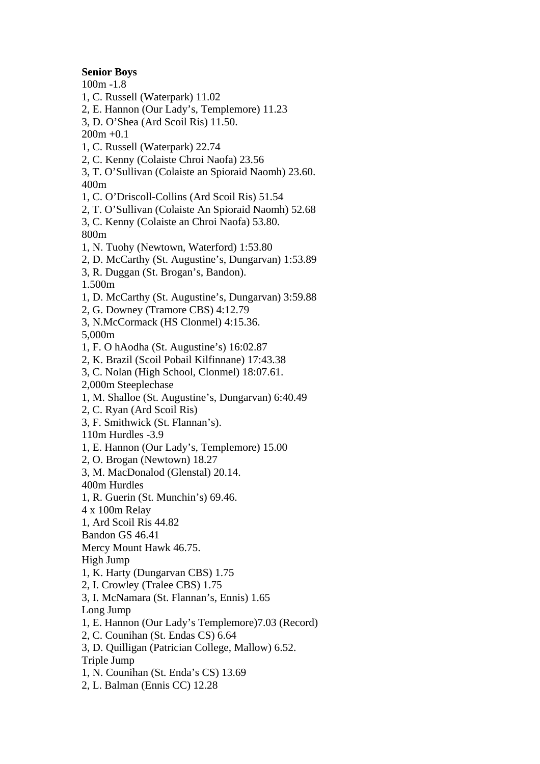**Senior Boys**

100m -1.8
1, C. Russell (Waterpark) 11.02
2, E. Hannon (Our Lady’s, Templemore) 11.23
3, D. O’Shea (Ard Scoil Ris) 11.50.

200m +0.1
1, C. Russell (Waterpark) 22.74
2, C. Kenny (Colaiste Chroi Naofa) 23.56
3, T. O’Sullivan (Colaiste an Spioraid Naomh) 23.60.

400m
1, C. O’Driscoll-Collins (Ard Scoil Ris) 51.54
2, T. O’Sullivan (Colaiste An Spioraid Naomh) 52.68
3, C. Kenny (Colaiste an Chroi Naofa) 53.80.

800m
1, N. Tuohy (Newtown, Waterford) 1:53.80
2, D. McCarthy (St. Augustine’s, Dungarvan) 1:53.89
3, R. Duggan (St. Brogan’s, Bandon).

1.500m
1, D. McCarthy (St. Augustine’s, Dungarvan) 3:59.88
2, G. Downey (Tramore CBS) 4:12.79
3, N.McCormack (HS Clonmel) 4:15.36.

5,000m
1, F. O hAodha (St. Augustine’s) 16:02.87
2, K. Brazil (Scoil Pobail Kilfinnane) 17:43.38
3, C. Nolan (High School, Clonmel) 18:07.61.

2,000m Steeplechase
1, M. Shalloe (St. Augustine’s, Dungarvan) 6:40.49
2, C. Ryan (Ard Scoil Ris)
3, F. Smithwick (St. Flannan’s).

110m Hurdles -3.9
1, E. Hannon (Our Lady’s, Templemore) 15.00
2, O. Brogan (Newtown) 18.27
3, M. MacDonalod (Glenstal) 20.14.

400m Hurdles
1, R. Guerin (St. Munchin’s) 69.46.

4 x 100m Relay
1, Ard Scoil Ris 44.82
Bandon GS 46.41
Mercy Mount Hawk 46.75.

High Jump
1, K. Harty (Dungarvan CBS) 1.75
2, I. Crowley (Tralee CBS) 1.75
3, I. McNamara (St. Flannan’s, Ennis) 1.65

Long Jump
1, E. Hannon (Our Lady’s Templemore)7.03 (Record)
2, C. Counihan (St. Endas CS) 6.64
3, D. Quilligan (Patrician College, Mallow) 6.52.

Triple Jump
1, N. Counihan (St. Enda’s CS) 13.69
2, L. Balman (Ennis CC) 12.28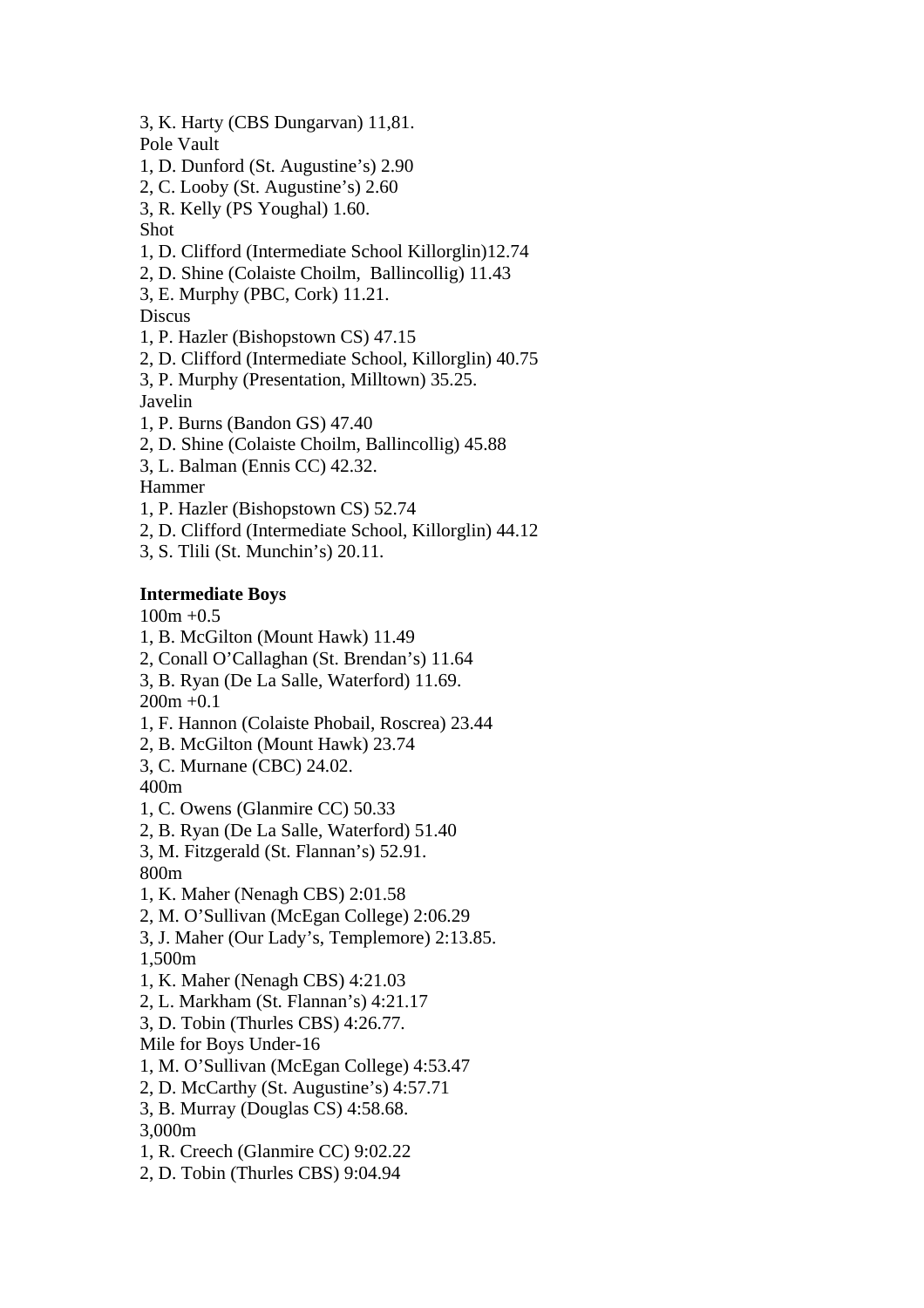3, K. Harty (CBS Dungarvan) 11,81.
Pole Vault
1, D. Dunford (St. Augustine's) 2.90
2, C. Looby (St. Augustine's) 2.60
3, R. Kelly (PS Youghal) 1.60.
Shot
1, D. Clifford (Intermediate School Killorglin)12.74
2, D. Shine (Colaiste Choilm,  Ballincollig) 11.43
3, E. Murphy (PBC, Cork) 11.21.
Discus
1, P. Hazler (Bishopstown CS) 47.15
2, D. Clifford (Intermediate School, Killorglin) 40.75
3, P. Murphy (Presentation, Milltown) 35.25.
Javelin
1, P. Burns (Bandon GS) 47.40
2, D. Shine (Colaiste Choilm, Ballincollig) 45.88
3, L. Balman (Ennis CC) 42.32.
Hammer
1, P. Hazler (Bishopstown CS) 52.74
2, D. Clifford (Intermediate School, Killorglin) 44.12
3, S. Tlili (St. Munchin's) 20.11.

**Intermediate Boys**
100m +0.5
1, B. McGilton (Mount Hawk) 11.49
2, Conall O'Callaghan (St. Brendan's) 11.64
3, B. Ryan (De La Salle, Waterford) 11.69.
200m +0.1
1, F. Hannon (Colaiste Phobail, Roscrea) 23.44
2, B. McGilton (Mount Hawk) 23.74
3, C. Murnane (CBC) 24.02.
400m
1, C. Owens (Glanmire CC) 50.33
2, B. Ryan (De La Salle, Waterford) 51.40
3, M. Fitzgerald (St. Flannan's) 52.91.
800m
1, K. Maher (Nenagh CBS) 2:01.58
2, M. O'Sullivan (McEgan College) 2:06.29
3, J. Maher (Our Lady's, Templemore) 2:13.85.
1,500m
1, K. Maher (Nenagh CBS) 4:21.03
2, L. Markham (St. Flannan's) 4:21.17
3, D. Tobin (Thurles CBS) 4:26.77.
Mile for Boys Under-16
1, M. O'Sullivan (McEgan College) 4:53.47
2, D. McCarthy (St. Augustine's) 4:57.71
3, B. Murray (Douglas CS) 4:58.68.
3,000m
1, R. Creech (Glanmire CC) 9:02.22
2, D. Tobin (Thurles CBS) 9:04.94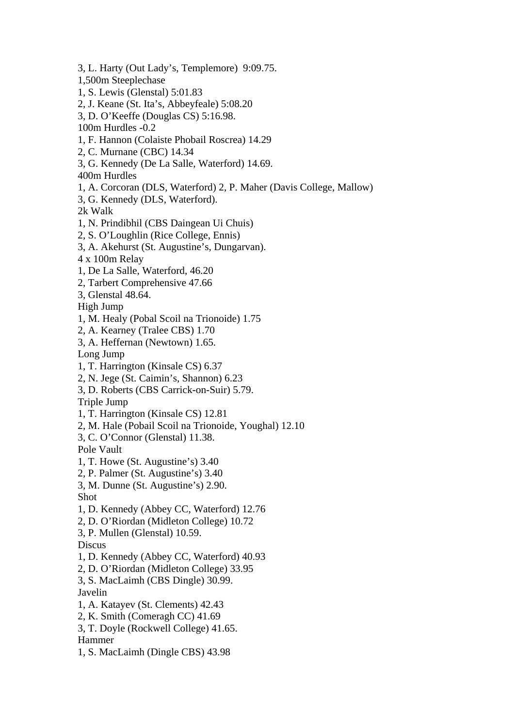3, L. Harty (Out Lady's, Templemore) 9:09.75.

1,500m Steeplechase

1, S. Lewis (Glenstal) 5:01.83

2, J. Keane (St. Ita's, Abbeyfeale) 5:08.20

3, D. O'Keeffe (Douglas CS) 5:16.98.

100m Hurdles -0.2

1, F. Hannon (Colaiste Phobail Roscrea) 14.29

2, C. Murnane (CBC) 14.34

3, G. Kennedy (De La Salle, Waterford) 14.69.

400m Hurdles

1, A. Corcoran (DLS, Waterford) 2, P. Maher (Davis College, Mallow)

3, G. Kennedy (DLS, Waterford).

2k Walk

1, N. Prindibhil (CBS Daingean Ui Chuis)

2, S. O'Loughlin (Rice College, Ennis)

3, A. Akehurst (St. Augustine's, Dungarvan).

4 x 100m Relay

1, De La Salle, Waterford, 46.20

2, Tarbert Comprehensive 47.66

3, Glenstal 48.64.

High Jump

1, M. Healy (Pobal Scoil na Trionoide) 1.75

2, A. Kearney (Tralee CBS) 1.70

3, A. Heffernan (Newtown) 1.65.

Long Jump

1, T. Harrington (Kinsale CS) 6.37

2, N. Jege (St. Caimin's, Shannon) 6.23

3, D. Roberts (CBS Carrick-on-Suir) 5.79.

Triple Jump

1, T. Harrington (Kinsale CS) 12.81

2, M. Hale (Pobail Scoil na Trionoide, Youghal) 12.10

3, C. O'Connor (Glenstal) 11.38.

Pole Vault

1, T. Howe (St. Augustine's) 3.40

2, P. Palmer (St. Augustine's) 3.40

3, M. Dunne (St. Augustine's) 2.90.

Shot

1, D. Kennedy (Abbey CC, Waterford) 12.76

2, D. O'Riordan (Midleton College) 10.72

3, P. Mullen (Glenstal) 10.59.

Discus

1, D. Kennedy (Abbey CC, Waterford) 40.93

2, D. O'Riordan (Midleton College) 33.95

3, S. MacLaimh (CBS Dingle) 30.99.

Javelin

1, A. Katayev (St. Clements) 42.43

2, K. Smith (Comeragh CC) 41.69

3, T. Doyle (Rockwell College) 41.65.

Hammer

1, S. MacLaimh (Dingle CBS) 43.98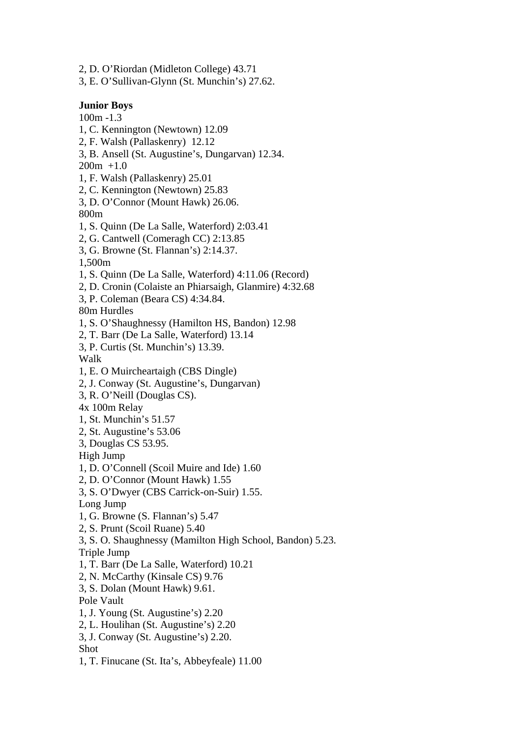2, D. O'Riordan (Midleton College) 43.71
3, E. O'Sullivan-Glynn (St. Munchin's) 27.62.

**Junior Boys**
100m -1.3
1, C. Kennington (Newtown) 12.09
2, F. Walsh (Pallaskenry) 12.12
3, B. Ansell (St. Augustine's, Dungarvan) 12.34.
200m +1.0
1, F. Walsh (Pallaskenry) 25.01
2, C. Kennington (Newtown) 25.83
3, D. O'Connor (Mount Hawk) 26.06.
800m
1, S. Quinn (De La Salle, Waterford) 2:03.41
2, G. Cantwell (Comeragh CC) 2:13.85
3, G. Browne (St. Flannan's) 2:14.37.
1,500m
1, S. Quinn (De La Salle, Waterford) 4:11.06 (Record)
2, D. Cronin (Colaiste an Phiarsaigh, Glanmire) 4:32.68
3, P. Coleman (Beara CS) 4:34.84.
80m Hurdles
1, S. O'Shaughnessy (Hamilton HS, Bandon) 12.98
2, T. Barr (De La Salle, Waterford) 13.14
3, P. Curtis (St. Munchin's) 13.39.
Walk
1, E. O Muircheartaigh (CBS Dingle)
2, J. Conway (St. Augustine's, Dungarvan)
3, R. O'Neill (Douglas CS).
4x 100m Relay
1, St. Munchin's 51.57
2, St. Augustine's 53.06
3, Douglas CS 53.95.
High Jump
1, D. O'Connell (Scoil Muire and Ide) 1.60
2, D. O'Connor (Mount Hawk) 1.55
3, S. O'Dwyer (CBS Carrick-on-Suir) 1.55.
Long Jump
1, G. Browne (S. Flannan's) 5.47
2, S. Prunt (Scoil Ruane) 5.40
3, S. O. Shaughnessy (Mamilton High School, Bandon) 5.23.
Triple Jump
1, T. Barr (De La Salle, Waterford) 10.21
2, N. McCarthy (Kinsale CS) 9.76
3, S. Dolan (Mount Hawk) 9.61.
Pole Vault
1, J. Young (St. Augustine's) 2.20
2, L. Houlihan (St. Augustine's) 2.20
3, J. Conway (St. Augustine's) 2.20.
Shot
1, T. Finucane (St. Ita's, Abbeyfeale) 11.00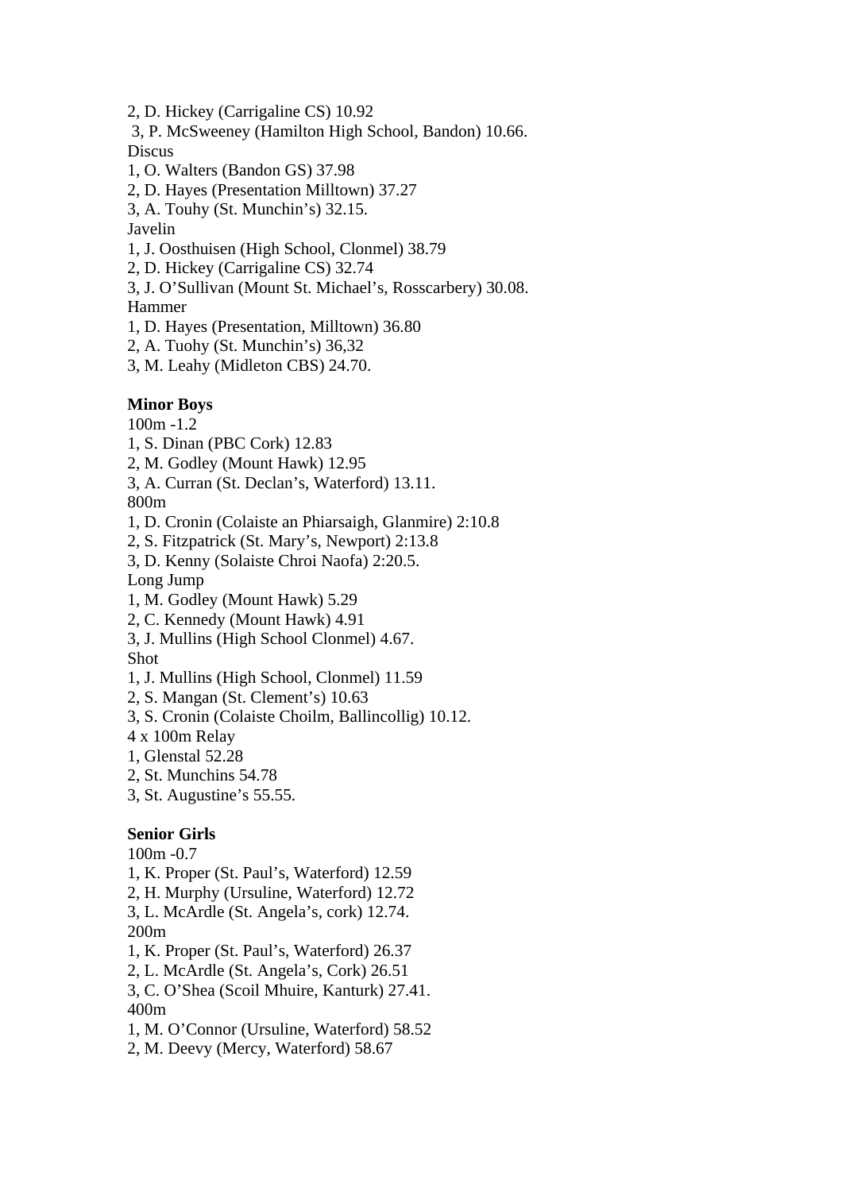2, D. Hickey (Carrigaline CS) 10.92
 3, P. McSweeney (Hamilton High School, Bandon) 10.66.
Discus
1, O. Walters (Bandon GS) 37.98
2, D. Hayes (Presentation Milltown) 37.27
3, A. Touhy (St. Munchin's) 32.15.
Javelin
1, J. Oosthuisen (High School, Clonmel) 38.79
2, D. Hickey (Carrigaline CS) 32.74
3, J. O'Sullivan (Mount St. Michael's, Rosscarbery) 30.08.
Hammer
1, D. Hayes (Presentation, Milltown) 36.80
2, A. Tuohy (St. Munchin's) 36,32
3, M. Leahy (Midleton CBS) 24.70.

**Minor Boys**
100m -1.2
1, S. Dinan (PBC Cork) 12.83
2, M. Godley (Mount Hawk) 12.95
3, A. Curran (St. Declan's, Waterford) 13.11.
800m
1, D. Cronin (Colaiste an Phiarsaigh, Glanmire) 2:10.8
2, S. Fitzpatrick (St. Mary's, Newport) 2:13.8
3, D. Kenny (Solaiste Chroi Naofa) 2:20.5.
Long Jump
1, M. Godley (Mount Hawk) 5.29
2, C. Kennedy (Mount Hawk) 4.91
3, J. Mullins (High School Clonmel) 4.67.
Shot
1, J. Mullins (High School, Clonmel) 11.59
2, S. Mangan (St. Clement's) 10.63
3, S. Cronin (Colaiste Choilm, Ballincollig) 10.12.
4 x 100m Relay
1, Glenstal 52.28
2, St. Munchins 54.78
3, St. Augustine's 55.55.

**Senior Girls**
100m -0.7
1, K. Proper (St. Paul's, Waterford) 12.59
2, H. Murphy (Ursuline, Waterford) 12.72
3, L. McArdle (St. Angela's, cork) 12.74.
200m
1, K. Proper (St. Paul's, Waterford) 26.37
2, L. McArdle (St. Angela's, Cork) 26.51
3, C. O'Shea (Scoil Mhuire, Kanturk) 27.41.
400m
1, M. O'Connor (Ursuline, Waterford) 58.52
2, M. Deevy (Mercy, Waterford) 58.67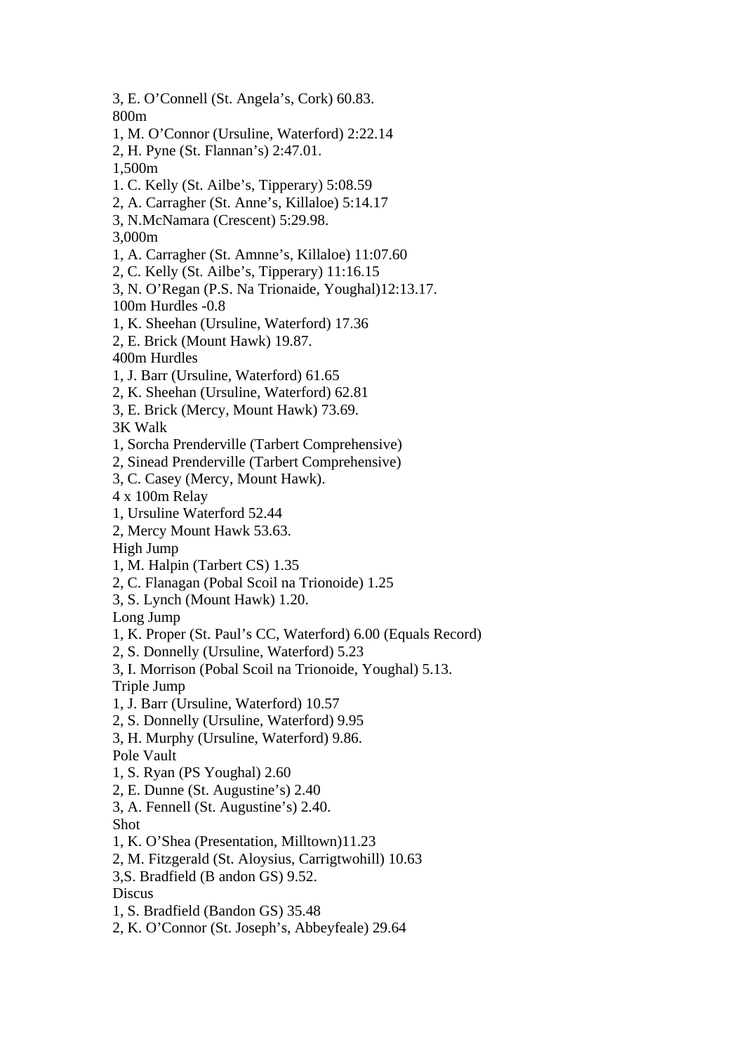3, E. O'Connell (St. Angela's, Cork) 60.83.

800m

1, M. O'Connor (Ursuline, Waterford) 2:22.14

2, H. Pyne (St. Flannan's) 2:47.01.

1,500m

1. C. Kelly (St. Ailbe's, Tipperary) 5:08.59

2, A. Carragher (St. Anne's, Killaloe) 5:14.17

3, N.McNamara (Crescent) 5:29.98.

3,000m

1, A. Carragher (St. Amnne's, Killaloe) 11:07.60

2, C. Kelly (St. Ailbe's, Tipperary) 11:16.15

3, N. O'Regan (P.S. Na Trionaide, Youghal)12:13.17.

100m Hurdles -0.8

1, K. Sheehan (Ursuline, Waterford) 17.36

2, E. Brick (Mount Hawk) 19.87.

400m Hurdles

1, J. Barr (Ursuline, Waterford) 61.65

2, K. Sheehan (Ursuline, Waterford) 62.81

3, E. Brick (Mercy, Mount Hawk) 73.69.

3K Walk

1, Sorcha Prenderville (Tarbert Comprehensive)

2, Sinead Prenderville (Tarbert Comprehensive)

3, C. Casey (Mercy, Mount Hawk).

4 x 100m Relay

1, Ursuline Waterford 52.44

2, Mercy Mount Hawk 53.63.

High Jump

1, M. Halpin (Tarbert CS) 1.35

2, C. Flanagan (Pobal Scoil na Trionoide) 1.25

3, S. Lynch (Mount Hawk) 1.20.

Long Jump

1, K. Proper (St. Paul's CC, Waterford) 6.00 (Equals Record)

2, S. Donnelly (Ursuline, Waterford) 5.23

3, I. Morrison (Pobal Scoil na Trionoide, Youghal) 5.13.

Triple Jump

1, J. Barr (Ursuline, Waterford) 10.57

2, S. Donnelly (Ursuline, Waterford) 9.95

3, H. Murphy (Ursuline, Waterford) 9.86.

Pole Vault

1, S. Ryan (PS Youghal) 2.60

2, E. Dunne (St. Augustine's) 2.40

3, A. Fennell (St. Augustine's) 2.40.

Shot

1, K. O'Shea (Presentation, Milltown)11.23

2, M. Fitzgerald (St. Aloysius, Carrigtwohill) 10.63

3,S. Bradfield (B andon GS) 9.52.

Discus

1, S. Bradfield (Bandon GS) 35.48

2, K. O'Connor (St. Joseph's, Abbeyfeale) 29.64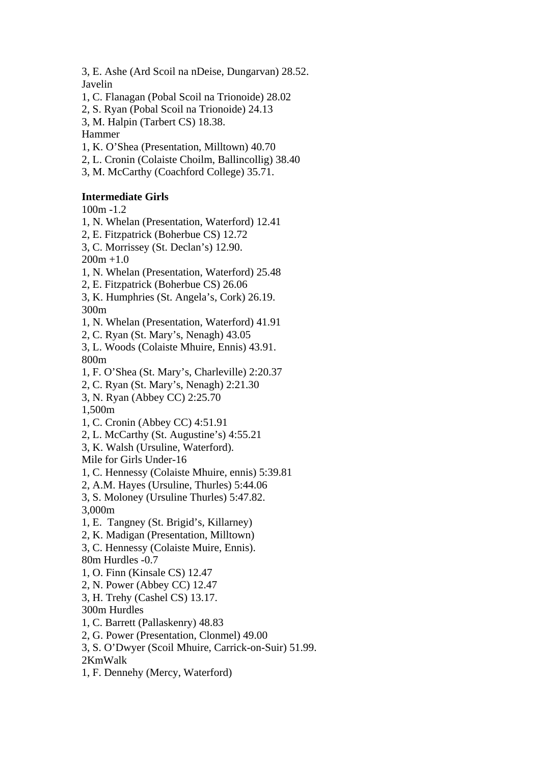3, E. Ashe (Ard Scoil na nDeise, Dungarvan) 28.52.
Javelin
1, C. Flanagan (Pobal Scoil na Trionoide) 28.02
2, S. Ryan (Pobal Scoil na Trionoide) 24.13
3, M. Halpin (Tarbert CS) 18.38.
Hammer
1, K. O'Shea (Presentation, Milltown) 40.70
2, L. Cronin (Colaiste Choilm, Ballincollig) 38.40
3, M. McCarthy (Coachford College) 35.71.

**Intermediate Girls**
100m -1.2
1, N. Whelan (Presentation, Waterford) 12.41
2, E. Fitzpatrick (Boherbue CS) 12.72
3, C. Morrissey (St. Declan's) 12.90.
200m +1.0
1, N. Whelan (Presentation, Waterford) 25.48
2, E. Fitzpatrick (Boherbue CS) 26.06
3, K. Humphries (St. Angela's, Cork) 26.19.
300m
1, N. Whelan (Presentation, Waterford) 41.91
2, C. Ryan (St. Mary's, Nenagh) 43.05
3, L. Woods (Colaiste Mhuire, Ennis) 43.91.
800m
1, F. O'Shea (St. Mary's, Charleville) 2:20.37
2, C. Ryan (St. Mary's, Nenagh) 2:21.30
3, N. Ryan (Abbey CC) 2:25.70
1,500m
1, C. Cronin (Abbey CC) 4:51.91
2, L. McCarthy (St. Augustine's) 4:55.21
3, K. Walsh (Ursuline, Waterford).
Mile for Girls Under-16
1, C. Hennessy (Colaiste Mhuire, ennis) 5:39.81
2, A.M. Hayes (Ursuline, Thurles) 5:44.06
3, S. Moloney (Ursuline Thurles) 5:47.82.
3,000m
1, E.  Tangney (St. Brigid's, Killarney)
2, K. Madigan (Presentation, Milltown)
3, C. Hennessy (Colaiste Muire, Ennis).
80m Hurdles -0.7
1, O. Finn (Kinsale CS) 12.47
2, N. Power (Abbey CC) 12.47
3, H. Trehy (Cashel CS) 13.17.
300m Hurdles
1, C. Barrett (Pallaskenry) 48.83
2, G. Power (Presentation, Clonmel) 49.00
3, S. O'Dwyer (Scoil Mhuire, Carrick-on-Suir) 51.99.
2KmWalk
1, F. Dennehy (Mercy, Waterford)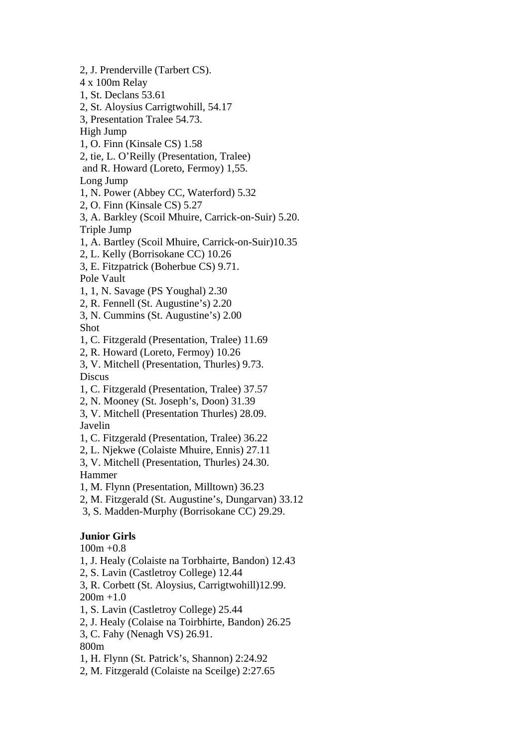2, J. Prenderville (Tarbert CS).

4 x 100m Relay

1, St. Declans 53.61

2, St. Aloysius Carrigtwohill, 54.17

3, Presentation Tralee 54.73.

High Jump

1, O. Finn (Kinsale CS) 1.58

2, tie, L. O'Reilly (Presentation, Tralee)
and R. Howard (Loreto, Fermoy) 1,55.

Long Jump

1, N. Power (Abbey CC, Waterford) 5.32

2, O. Finn (Kinsale CS) 5.27

3, A. Barkley (Scoil Mhuire, Carrick-on-Suir) 5.20.

Triple Jump

1, A. Bartley (Scoil Mhuire, Carrick-on-Suir)10.35

2, L. Kelly (Borrisokane CC) 10.26

3, E. Fitzpatrick (Boherbue CS) 9.71.

Pole Vault

1, 1, N. Savage (PS Youghal) 2.30

2, R. Fennell (St. Augustine's) 2.20

3, N. Cummins (St. Augustine's) 2.00

Shot

1, C. Fitzgerald (Presentation, Tralee) 11.69

2, R. Howard (Loreto, Fermoy) 10.26

3, V. Mitchell (Presentation, Thurles) 9.73.

Discus

1, C. Fitzgerald (Presentation, Tralee) 37.57

2, N. Mooney (St. Joseph's, Doon) 31.39

3, V. Mitchell (Presentation Thurles) 28.09.

Javelin

1, C. Fitzgerald (Presentation, Tralee) 36.22

2, L. Njekwe (Colaiste Mhuire, Ennis) 27.11

3, V. Mitchell (Presentation, Thurles) 24.30.

Hammer

1, M. Flynn (Presentation, Milltown) 36.23

2, M. Fitzgerald (St. Augustine's, Dungarvan) 33.12

3, S. Madden-Murphy (Borrisokane CC) 29.29.

**Junior Girls**

100m +0.8

1, J. Healy (Colaiste na Torbhairte, Bandon) 12.43

2, S. Lavin (Castletroy College) 12.44

3, R. Corbett (St. Aloysius, Carrigtwohill)12.99.

200m +1.0

1, S. Lavin (Castletroy College) 25.44

2, J. Healy (Colaise na Toirbhirte, Bandon) 26.25

3, C. Fahy (Nenagh VS) 26.91.

800m

1, H. Flynn (St. Patrick's, Shannon) 2:24.92

2, M. Fitzgerald (Colaiste na Sceilge) 2:27.65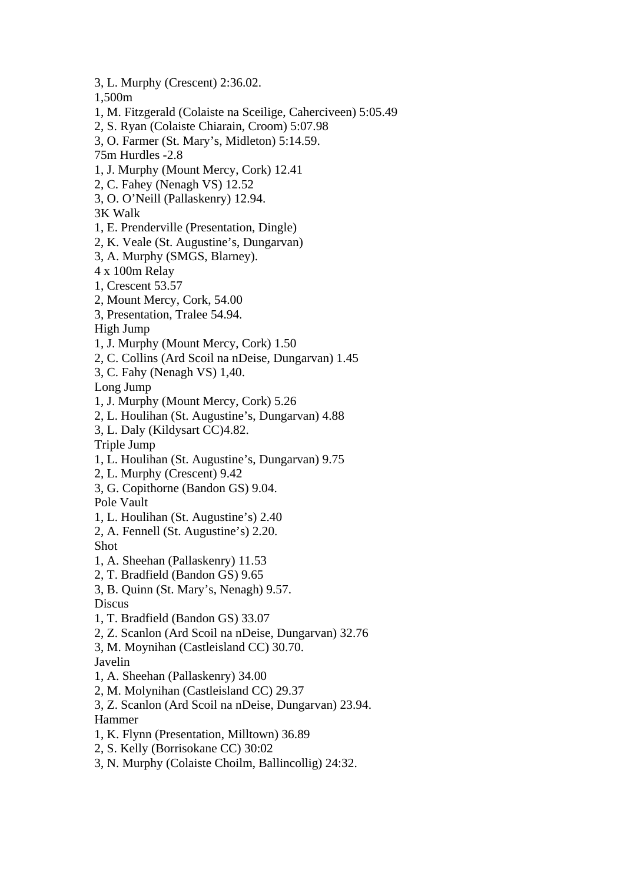3, L. Murphy (Crescent) 2:36.02.

1,500m

1, M. Fitzgerald (Colaiste na Sceilige, Caherciveen) 5:05.49

2, S. Ryan (Colaiste Chiarain, Croom) 5:07.98

3, O. Farmer (St. Mary's, Midleton) 5:14.59.

75m Hurdles -2.8

1, J. Murphy (Mount Mercy, Cork) 12.41

2, C. Fahey (Nenagh VS) 12.52

3, O. O'Neill (Pallaskenry) 12.94.

3K Walk

1, E. Prenderville (Presentation, Dingle)

2, K. Veale (St. Augustine's, Dungarvan)

3, A. Murphy (SMGS, Blarney).

4 x 100m Relay

1, Crescent 53.57

2, Mount Mercy, Cork, 54.00

3, Presentation, Tralee 54.94.

High Jump

1, J. Murphy (Mount Mercy, Cork) 1.50

2, C. Collins (Ard Scoil na nDeise, Dungarvan) 1.45

3, C. Fahy (Nenagh VS) 1,40.

Long Jump

1, J. Murphy (Mount Mercy, Cork) 5.26

2, L. Houlihan (St. Augustine's, Dungarvan) 4.88

3, L. Daly (Kildysart CC)4.82.

Triple Jump

1, L. Houlihan (St. Augustine's, Dungarvan) 9.75

2, L. Murphy (Crescent) 9.42

3, G. Copithorne (Bandon GS) 9.04.

Pole Vault

1, L. Houlihan (St. Augustine's) 2.40

2, A. Fennell (St. Augustine's) 2.20.

Shot

1, A. Sheehan (Pallaskenry) 11.53

2, T. Bradfield (Bandon GS) 9.65

3, B. Quinn (St. Mary's, Nenagh) 9.57.

Discus

1, T. Bradfield (Bandon GS) 33.07

2, Z. Scanlon (Ard Scoil na nDeise, Dungarvan) 32.76

3, M. Moynihan (Castleisland CC) 30.70.

Javelin

1, A. Sheehan (Pallaskenry) 34.00

2, M. Molynihan (Castleisland CC) 29.37

3, Z. Scanlon (Ard Scoil na nDeise, Dungarvan) 23.94.

Hammer

1, K. Flynn (Presentation, Milltown) 36.89

2, S. Kelly (Borrisokane CC) 30:02

3, N. Murphy (Colaiste Choilm, Ballincollig) 24:32.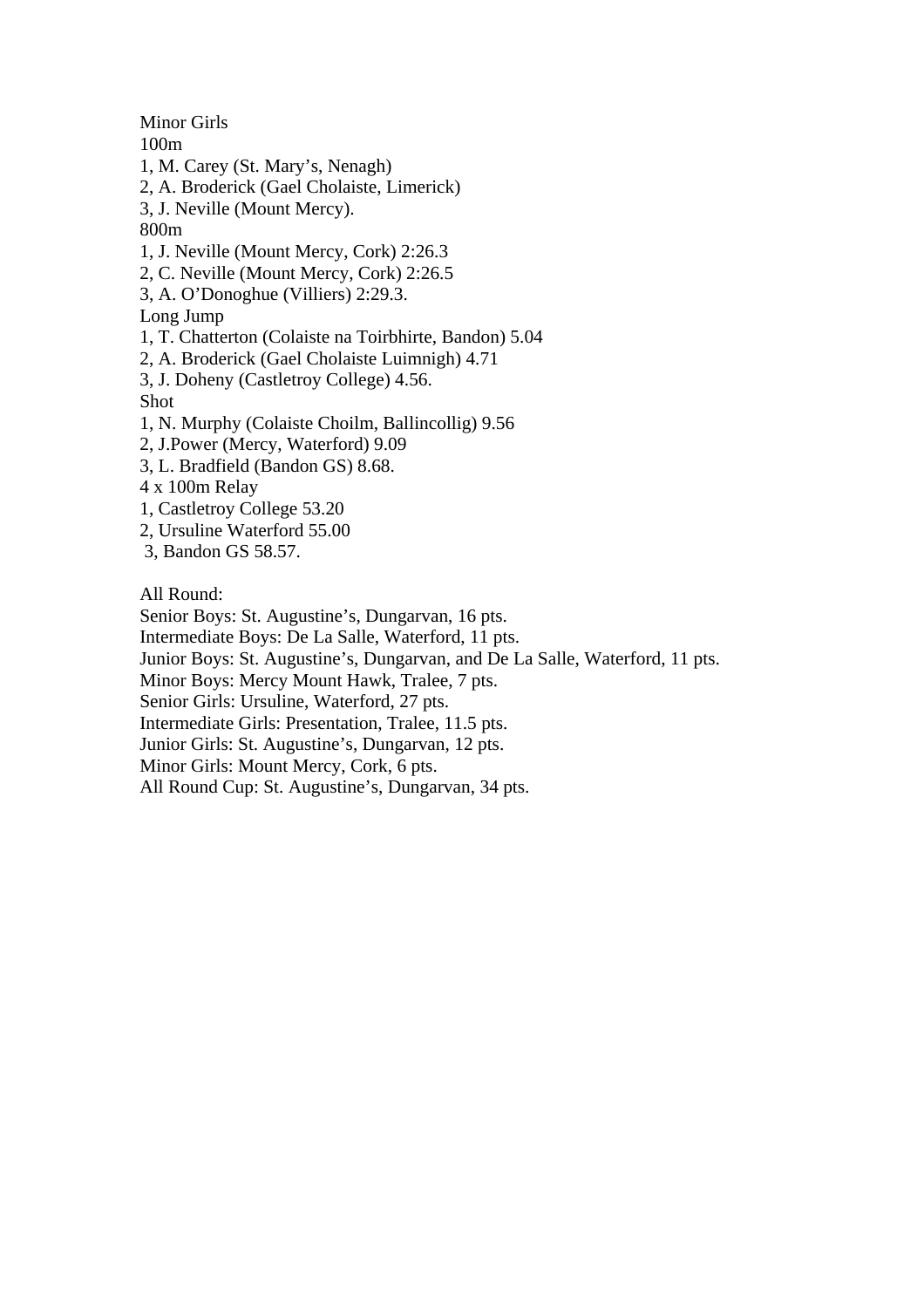Minor Girls
100m
1, M. Carey (St. Mary’s, Nenagh)
2, A. Broderick (Gael Cholaiste, Limerick)
3, J. Neville (Mount Mercy).
800m
1, J. Neville (Mount Mercy, Cork) 2:26.3
2, C. Neville (Mount Mercy, Cork) 2:26.5
3, A. O’Donoghue (Villiers) 2:29.3.
Long Jump
1, T. Chatterton (Colaiste na Toirbhirte, Bandon) 5.04
2, A. Broderick (Gael Cholaiste Luimnigh) 4.71
3, J. Doheny (Castletroy College) 4.56.
Shot
1, N. Murphy (Colaiste Choilm, Ballincollig) 9.56
2, J.Power (Mercy, Waterford) 9.09
3, L. Bradfield (Bandon GS) 8.68.
4 x 100m Relay
1, Castletroy College 53.20
2, Ursuline Waterford 55.00
3, Bandon GS 58.57.

All Round:
Senior Boys: St. Augustine’s, Dungarvan, 16 pts.
Intermediate Boys: De La Salle, Waterford, 11 pts.
Junior Boys: St. Augustine’s, Dungarvan, and De La Salle, Waterford, 11 pts.
Minor Boys: Mercy Mount Hawk, Tralee, 7 pts.
Senior Girls: Ursuline, Waterford, 27 pts.
Intermediate Girls: Presentation, Tralee, 11.5 pts.
Junior Girls: St. Augustine’s, Dungarvan, 12 pts.
Minor Girls: Mount Mercy, Cork, 6 pts.
All Round Cup: St. Augustine’s, Dungarvan, 34 pts.